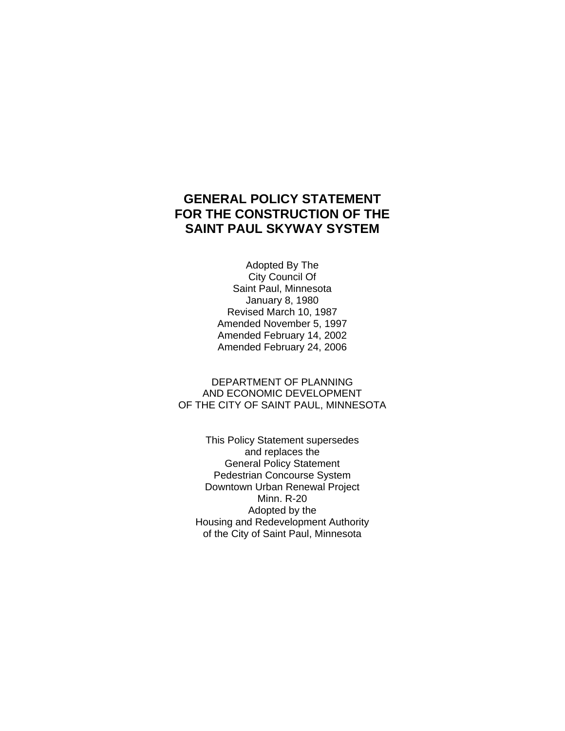# GENERAL POLICY STATEMENT FOR THE CONSTRUCTION OF THE SAINT PAUL SKYWAY SYSTEM

Adopted By The
City Council Of
Saint Paul, Minnesota
January 8, 1980
Revised March 10, 1987
Amended November 5, 1997
Amended February 14, 2002
Amended February 24, 2006

DEPARTMENT OF PLANNING
AND ECONOMIC DEVELOPMENT
OF THE CITY OF SAINT PAUL, MINNESOTA

This Policy Statement supersedes
and replaces the
General Policy Statement
Pedestrian Concourse System
Downtown Urban Renewal Project
Minn. R-20
Adopted by the
Housing and Redevelopment Authority
of the City of Saint Paul, Minnesota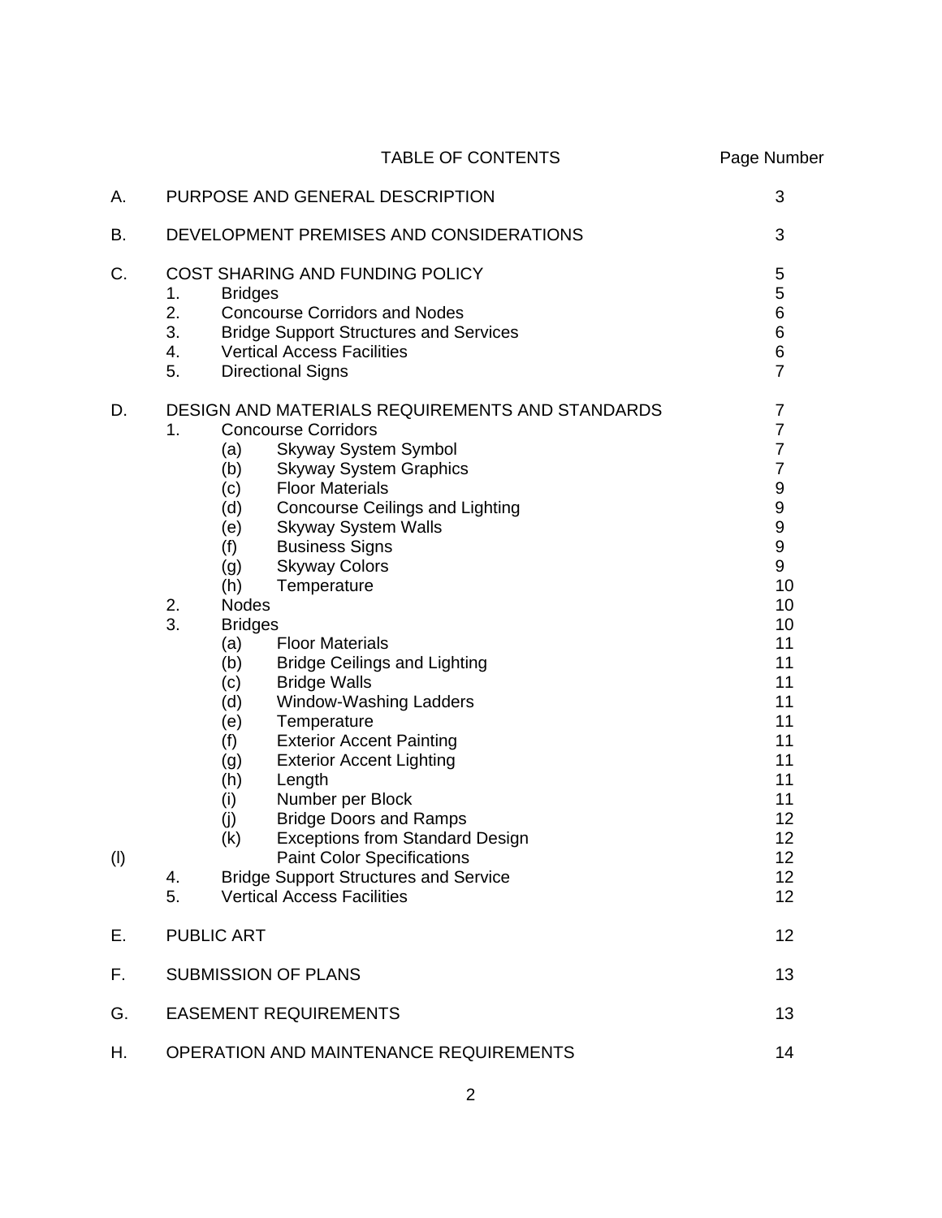# TABLE OF CONTENTS

| | | Page Number |
|---|---|---|
| A. | PURPOSE AND GENERAL DESCRIPTION | 3 |
| B. | DEVELOPMENT PREMISES AND CONSIDERATIONS | 3 |
| C. | COST SHARING AND FUNDING POLICY | 5 |
| | 1. Bridges | 5 |
| | 2. Concourse Corridors and Nodes | 6 |
| | 3. Bridge Support Structures and Services | 6 |
| | 4. Vertical Access Facilities | 6 |
| | 5. Directional Signs | 7 |
| D. | DESIGN AND MATERIALS REQUIREMENTS AND STANDARDS | 7 |
| | 1. Concourse Corridors | 7 |
| | (a) Skyway System Symbol | 7 |
| | (b) Skyway System Graphics | 7 |
| | (c) Floor Materials | 9 |
| | (d) Concourse Ceilings and Lighting | 9 |
| | (e) Skyway System Walls | 9 |
| | (f) Business Signs | 9 |
| | (g) Skyway Colors | 9 |
| | (h) Temperature | 10 |
| | 2. Nodes | 10 |
| | 3. Bridges | 10 |
| | (a) Floor Materials | 11 |
| | (b) Bridge Ceilings and Lighting | 11 |
| | (c) Bridge Walls | 11 |
| | (d) Window-Washing Ladders | 11 |
| | (e) Temperature | 11 |
| | (f) Exterior Accent Painting | 11 |
| | (g) Exterior Accent Lighting | 11 |
| | (h) Length | 11 |
| | (i) Number per Block | 11 |
| | (j) Bridge Doors and Ramps | 12 |
| | (k) Exceptions from Standard Design | 12 |
| (l) | Paint Color Specifications | 12 |
| | 4. Bridge Support Structures and Service | 12 |
| | 5. Vertical Access Facilities | 12 |
| E. | PUBLIC ART | 12 |
| F. | SUBMISSION OF PLANS | 13 |
| G. | EASEMENT REQUIREMENTS | 13 |
| H. | OPERATION AND MAINTENANCE REQUIREMENTS | 14 |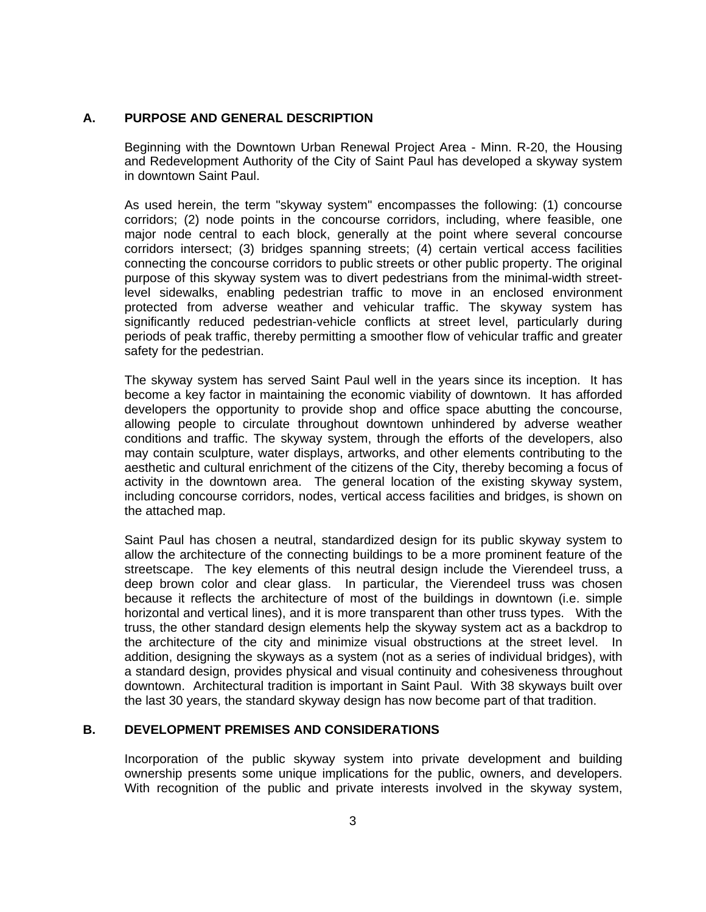## A. PURPOSE AND GENERAL DESCRIPTION

Beginning with the Downtown Urban Renewal Project Area - Minn. R-20, the Housing and Redevelopment Authority of the City of Saint Paul has developed a skyway system in downtown Saint Paul.

As used herein, the term "skyway system" encompasses the following: (1) concourse corridors; (2) node points in the concourse corridors, including, where feasible, one major node central to each block, generally at the point where several concourse corridors intersect; (3) bridges spanning streets; (4) certain vertical access facilities connecting the concourse corridors to public streets or other public property. The original purpose of this skyway system was to divert pedestrians from the minimal-width street-level sidewalks, enabling pedestrian traffic to move in an enclosed environment protected from adverse weather and vehicular traffic. The skyway system has significantly reduced pedestrian-vehicle conflicts at street level, particularly during periods of peak traffic, thereby permitting a smoother flow of vehicular traffic and greater safety for the pedestrian.

The skyway system has served Saint Paul well in the years since its inception. It has become a key factor in maintaining the economic viability of downtown. It has afforded developers the opportunity to provide shop and office space abutting the concourse, allowing people to circulate throughout downtown unhindered by adverse weather conditions and traffic. The skyway system, through the efforts of the developers, also may contain sculpture, water displays, artworks, and other elements contributing to the aesthetic and cultural enrichment of the citizens of the City, thereby becoming a focus of activity in the downtown area. The general location of the existing skyway system, including concourse corridors, nodes, vertical access facilities and bridges, is shown on the attached map.

Saint Paul has chosen a neutral, standardized design for its public skyway system to allow the architecture of the connecting buildings to be a more prominent feature of the streetscape. The key elements of this neutral design include the Vierendeel truss, a deep brown color and clear glass. In particular, the Vierendeel truss was chosen because it reflects the architecture of most of the buildings in downtown (i.e. simple horizontal and vertical lines), and it is more transparent than other truss types. With the truss, the other standard design elements help the skyway system act as a backdrop to the architecture of the city and minimize visual obstructions at the street level. In addition, designing the skyways as a system (not as a series of individual bridges), with a standard design, provides physical and visual continuity and cohesiveness throughout downtown. Architectural tradition is important in Saint Paul. With 38 skyways built over the last 30 years, the standard skyway design has now become part of that tradition.

## B. DEVELOPMENT PREMISES AND CONSIDERATIONS

Incorporation of the public skyway system into private development and building ownership presents some unique implications for the public, owners, and developers. With recognition of the public and private interests involved in the skyway system,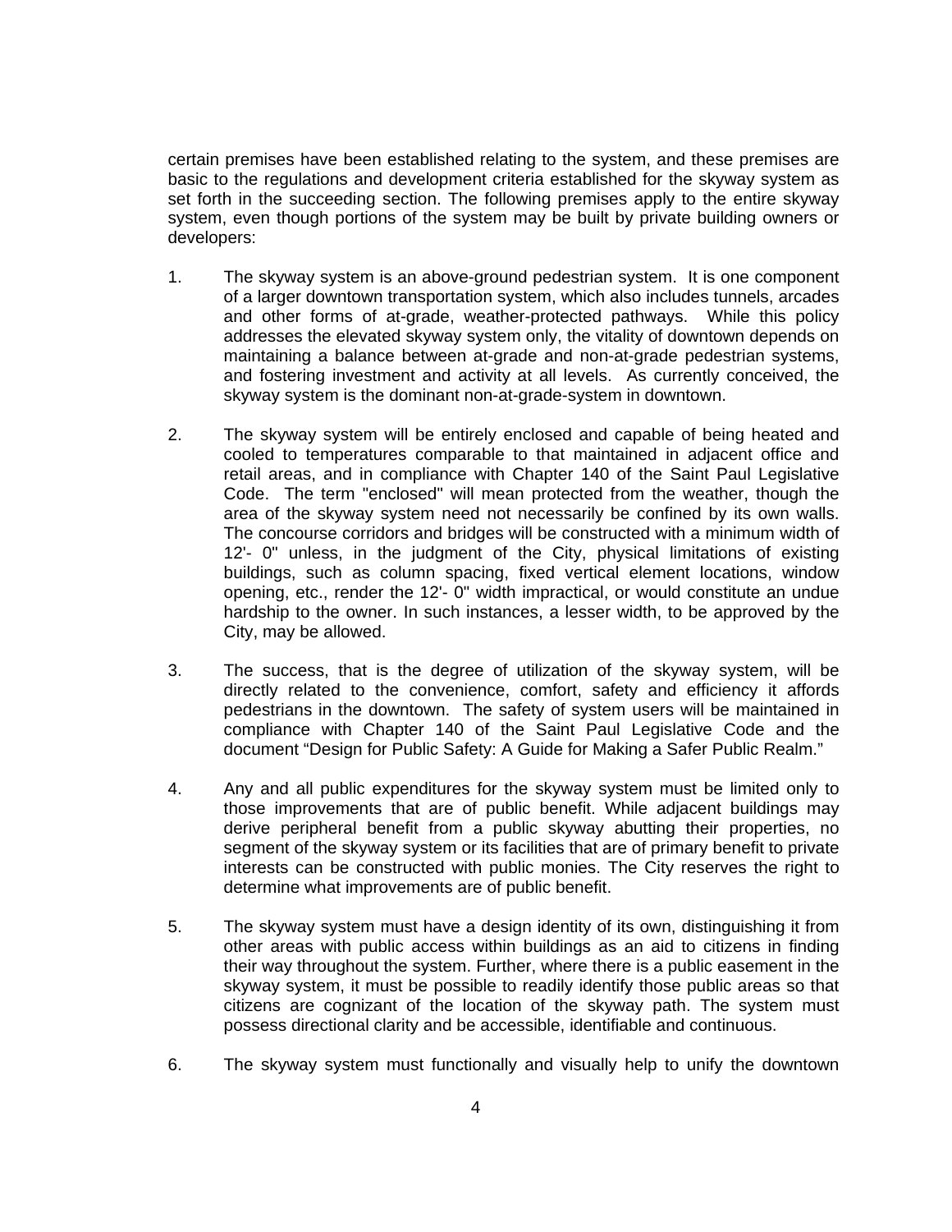certain premises have been established relating to the system, and these premises are basic to the regulations and development criteria established for the skyway system as set forth in the succeeding section. The following premises apply to the entire skyway system, even though portions of the system may be built by private building owners or developers:

1. The skyway system is an above-ground pedestrian system. It is one component of a larger downtown transportation system, which also includes tunnels, arcades and other forms of at-grade, weather-protected pathways. While this policy addresses the elevated skyway system only, the vitality of downtown depends on maintaining a balance between at-grade and non-at-grade pedestrian systems, and fostering investment and activity at all levels. As currently conceived, the skyway system is the dominant non-at-grade-system in downtown.

2. The skyway system will be entirely enclosed and capable of being heated and cooled to temperatures comparable to that maintained in adjacent office and retail areas, and in compliance with Chapter 140 of the Saint Paul Legislative Code. The term "enclosed" will mean protected from the weather, though the area of the skyway system need not necessarily be confined by its own walls. The concourse corridors and bridges will be constructed with a minimum width of 12'- 0" unless, in the judgment of the City, physical limitations of existing buildings, such as column spacing, fixed vertical element locations, window opening, etc., render the 12'- 0" width impractical, or would constitute an undue hardship to the owner. In such instances, a lesser width, to be approved by the City, may be allowed.

3. The success, that is the degree of utilization of the skyway system, will be directly related to the convenience, comfort, safety and efficiency it affords pedestrians in the downtown. The safety of system users will be maintained in compliance with Chapter 140 of the Saint Paul Legislative Code and the document "Design for Public Safety: A Guide for Making a Safer Public Realm."

4. Any and all public expenditures for the skyway system must be limited only to those improvements that are of public benefit. While adjacent buildings may derive peripheral benefit from a public skyway abutting their properties, no segment of the skyway system or its facilities that are of primary benefit to private interests can be constructed with public monies. The City reserves the right to determine what improvements are of public benefit.

5. The skyway system must have a design identity of its own, distinguishing it from other areas with public access within buildings as an aid to citizens in finding their way throughout the system. Further, where there is a public easement in the skyway system, it must be possible to readily identify those public areas so that citizens are cognizant of the location of the skyway path. The system must possess directional clarity and be accessible, identifiable and continuous.

6. The skyway system must functionally and visually help to unify the downtown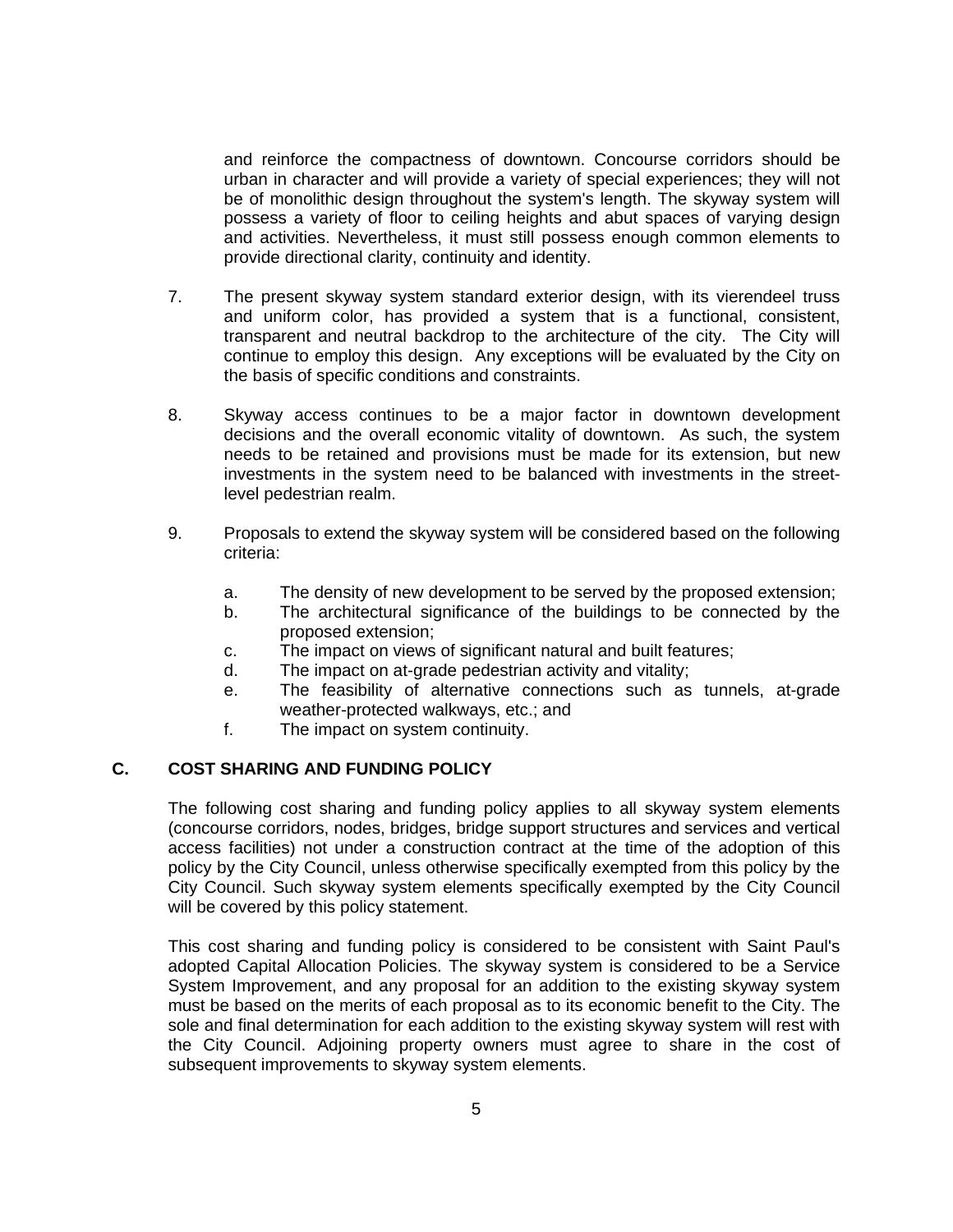and reinforce the compactness of downtown. Concourse corridors should be urban in character and will provide a variety of special experiences; they will not be of monolithic design throughout the system's length. The skyway system will possess a variety of floor to ceiling heights and abut spaces of varying design and activities. Nevertheless, it must still possess enough common elements to provide directional clarity, continuity and identity.

7. The present skyway system standard exterior design, with its vierendeel truss and uniform color, has provided a system that is a functional, consistent, transparent and neutral backdrop to the architecture of the city. The City will continue to employ this design. Any exceptions will be evaluated by the City on the basis of specific conditions and constraints.

8. Skyway access continues to be a major factor in downtown development decisions and the overall economic vitality of downtown. As such, the system needs to be retained and provisions must be made for its extension, but new investments in the system need to be balanced with investments in the street-level pedestrian realm.

9. Proposals to extend the skyway system will be considered based on the following criteria:

    a. The density of new development to be served by the proposed extension;
    b. The architectural significance of the buildings to be connected by the proposed extension;
    c. The impact on views of significant natural and built features;
    d. The impact on at-grade pedestrian activity and vitality;
    e. The feasibility of alternative connections such as tunnels, at-grade weather-protected walkways, etc.; and
    f. The impact on system continuity.

## C. COST SHARING AND FUNDING POLICY

The following cost sharing and funding policy applies to all skyway system elements (concourse corridors, nodes, bridges, bridge support structures and services and vertical access facilities) not under a construction contract at the time of the adoption of this policy by the City Council, unless otherwise specifically exempted from this policy by the City Council. Such skyway system elements specifically exempted by the City Council will be covered by this policy statement.

This cost sharing and funding policy is considered to be consistent with Saint Paul's adopted Capital Allocation Policies. The skyway system is considered to be a Service System Improvement, and any proposal for an addition to the existing skyway system must be based on the merits of each proposal as to its economic benefit to the City. The sole and final determination for each addition to the existing skyway system will rest with the City Council. Adjoining property owners must agree to share in the cost of subsequent improvements to skyway system elements.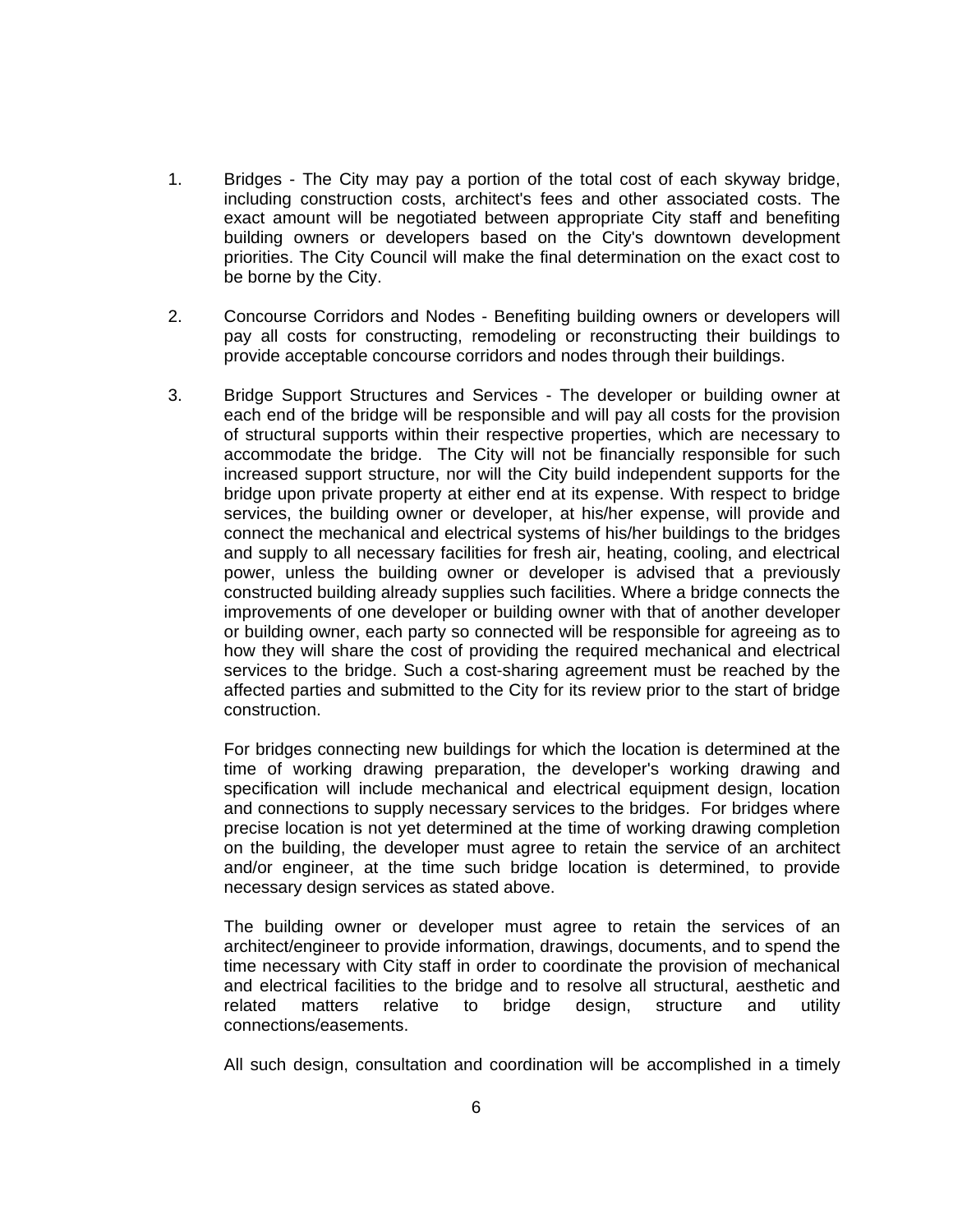1. Bridges - The City may pay a portion of the total cost of each skyway bridge, including construction costs, architect's fees and other associated costs. The exact amount will be negotiated between appropriate City staff and benefiting building owners or developers based on the City's downtown development priorities. The City Council will make the final determination on the exact cost to be borne by the City.

2. Concourse Corridors and Nodes - Benefiting building owners or developers will pay all costs for constructing, remodeling or reconstructing their buildings to provide acceptable concourse corridors and nodes through their buildings.

3. Bridge Support Structures and Services - The developer or building owner at each end of the bridge will be responsible and will pay all costs for the provision of structural supports within their respective properties, which are necessary to accommodate the bridge. The City will not be financially responsible for such increased support structure, nor will the City build independent supports for the bridge upon private property at either end at its expense. With respect to bridge services, the building owner or developer, at his/her expense, will provide and connect the mechanical and electrical systems of his/her buildings to the bridges and supply to all necessary facilities for fresh air, heating, cooling, and electrical power, unless the building owner or developer is advised that a previously constructed building already supplies such facilities. Where a bridge connects the improvements of one developer or building owner with that of another developer or building owner, each party so connected will be responsible for agreeing as to how they will share the cost of providing the required mechanical and electrical services to the bridge. Such a cost-sharing agreement must be reached by the affected parties and submitted to the City for its review prior to the start of bridge construction.

   For bridges connecting new buildings for which the location is determined at the time of working drawing preparation, the developer's working drawing and specification will include mechanical and electrical equipment design, location and connections to supply necessary services to the bridges. For bridges where precise location is not yet determined at the time of working drawing completion on the building, the developer must agree to retain the service of an architect and/or engineer, at the time such bridge location is determined, to provide necessary design services as stated above.

   The building owner or developer must agree to retain the services of an architect/engineer to provide information, drawings, documents, and to spend the time necessary with City staff in order to coordinate the provision of mechanical and electrical facilities to the bridge and to resolve all structural, aesthetic and related matters relative to bridge design, structure and utility connections/easements.

   All such design, consultation and coordination will be accomplished in a timely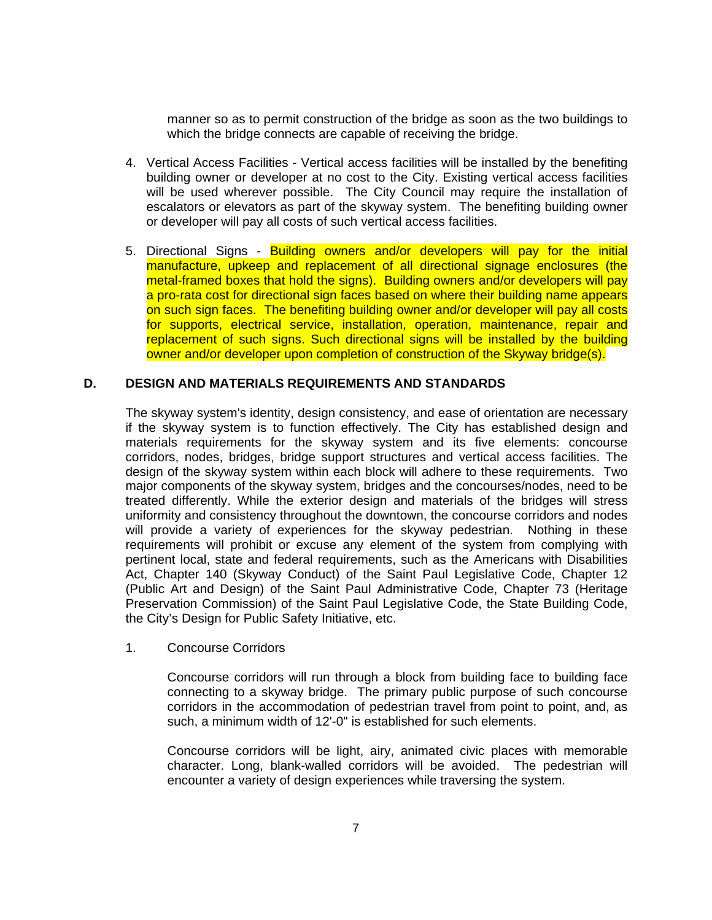manner so as to permit construction of the bridge as soon as the two buildings to which the bridge connects are capable of receiving the bridge.

4. Vertical Access Facilities - Vertical access facilities will be installed by the benefiting building owner or developer at no cost to the City. Existing vertical access facilities will be used wherever possible. The City Council may require the installation of escalators or elevators as part of the skyway system. The benefiting building owner or developer will pay all costs of such vertical access facilities.

5. Directional Signs - Building owners and/or developers will pay for the initial manufacture, upkeep and replacement of all directional signage enclosures (the metal-framed boxes that hold the signs). Building owners and/or developers will pay a pro-rata cost for directional sign faces based on where their building name appears on such sign faces. The benefiting building owner and/or developer will pay all costs for supports, electrical service, installation, operation, maintenance, repair and replacement of such signs. Such directional signs will be installed by the building owner and/or developer upon completion of construction of the Skyway bridge(s).

## D. DESIGN AND MATERIALS REQUIREMENTS AND STANDARDS

The skyway system's identity, design consistency, and ease of orientation are necessary if the skyway system is to function effectively. The City has established design and materials requirements for the skyway system and its five elements: concourse corridors, nodes, bridges, bridge support structures and vertical access facilities. The design of the skyway system within each block will adhere to these requirements. Two major components of the skyway system, bridges and the concourses/nodes, need to be treated differently. While the exterior design and materials of the bridges will stress uniformity and consistency throughout the downtown, the concourse corridors and nodes will provide a variety of experiences for the skyway pedestrian. Nothing in these requirements will prohibit or excuse any element of the system from complying with pertinent local, state and federal requirements, such as the Americans with Disabilities Act, Chapter 140 (Skyway Conduct) of the Saint Paul Legislative Code, Chapter 12 (Public Art and Design) of the Saint Paul Administrative Code, Chapter 73 (Heritage Preservation Commission) of the Saint Paul Legislative Code, the State Building Code, the City's Design for Public Safety Initiative, etc.

1. Concourse Corridors

   Concourse corridors will run through a block from building face to building face connecting to a skyway bridge. The primary public purpose of such concourse corridors in the accommodation of pedestrian travel from point to point, and, as such, a minimum width of 12'-0" is established for such elements.

   Concourse corridors will be light, airy, animated civic places with memorable character. Long, blank-walled corridors will be avoided. The pedestrian will encounter a variety of design experiences while traversing the system.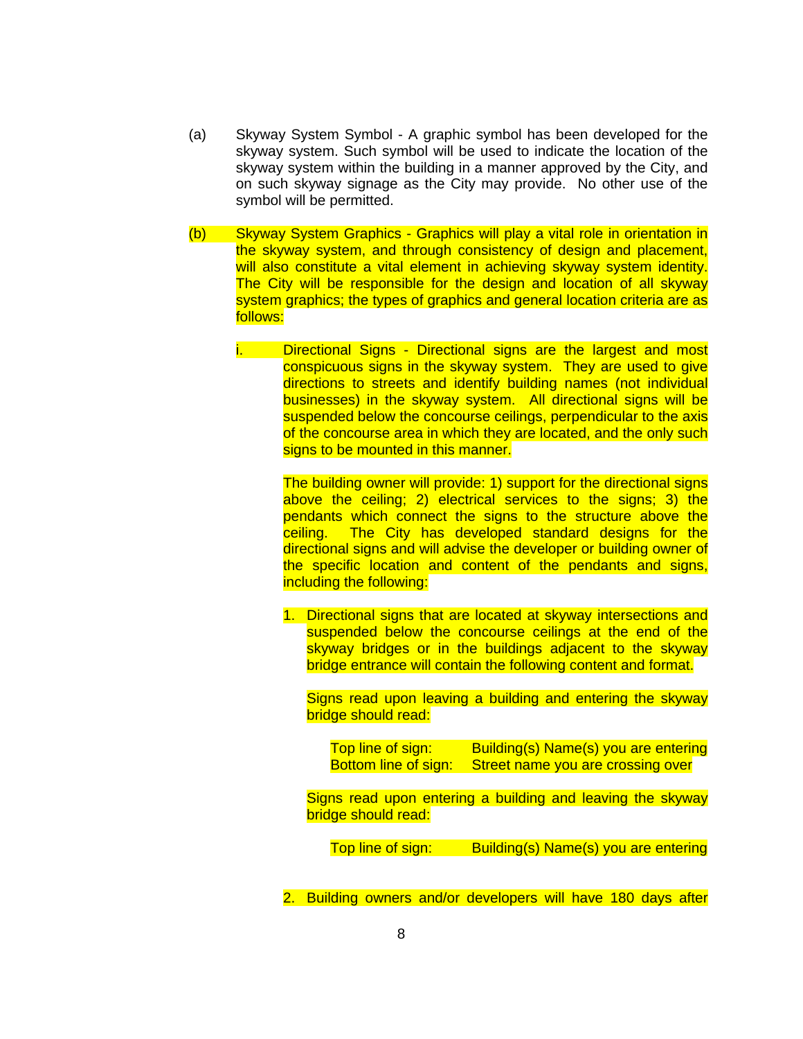(a) Skyway System Symbol - A graphic symbol has been developed for the skyway system. Such symbol will be used to indicate the location of the skyway system within the building in a manner approved by the City, and on such skyway signage as the City may provide. No other use of the symbol will be permitted.

(b) Skyway System Graphics - Graphics will play a vital role in orientation in the skyway system, and through consistency of design and placement, will also constitute a vital element in achieving skyway system identity. The City will be responsible for the design and location of all skyway system graphics; the types of graphics and general location criteria are as follows:

i. Directional Signs - Directional signs are the largest and most conspicuous signs in the skyway system. They are used to give directions to streets and identify building names (not individual businesses) in the skyway system. All directional signs will be suspended below the concourse ceilings, perpendicular to the axis of the concourse area in which they are located, and the only such signs to be mounted in this manner.

The building owner will provide: 1) support for the directional signs above the ceiling; 2) electrical services to the signs; 3) the pendants which connect the signs to the structure above the ceiling. The City has developed standard designs for the directional signs and will advise the developer or building owner of the specific location and content of the pendants and signs, including the following:

1. Directional signs that are located at skyway intersections and suspended below the concourse ceilings at the end of the skyway bridges or in the buildings adjacent to the skyway bridge entrance will contain the following content and format.

   Signs read upon leaving a building and entering the skyway bridge should read:

   Top line of sign: Building(s) Name(s) you are entering
   Bottom line of sign: Street name you are crossing over

   Signs read upon entering a building and leaving the skyway bridge should read:

   Top line of sign: Building(s) Name(s) you are entering

2. Building owners and/or developers will have 180 days after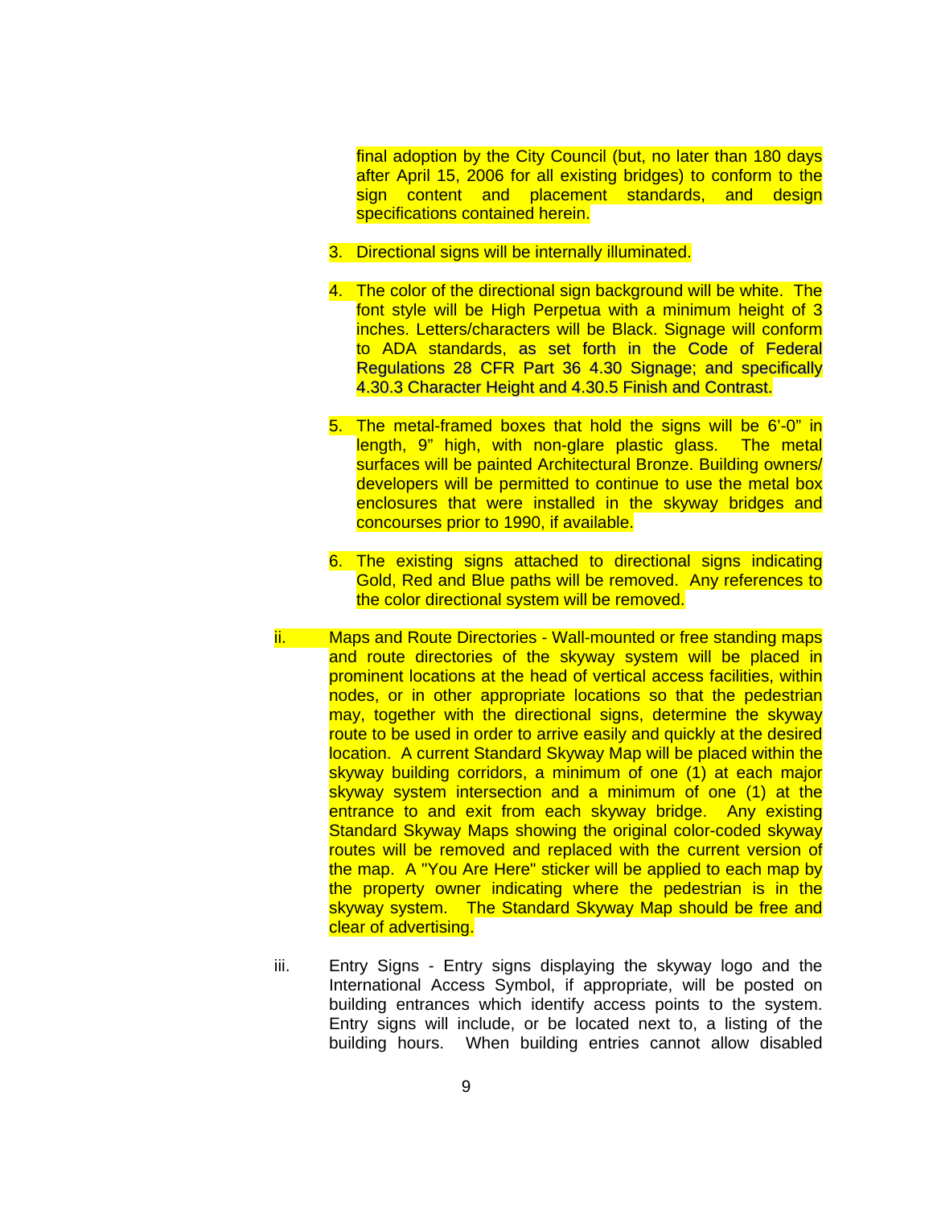final adoption by the City Council (but, no later than 180 days after April 15, 2006 for all existing bridges) to conform to the sign content and placement standards, and design specifications contained herein.

3. Directional signs will be internally illuminated.

4. The color of the directional sign background will be white. The font style will be High Perpetua with a minimum height of 3 inches. Letters/characters will be Black. Signage will conform to ADA standards, as set forth in the Code of Federal Regulations 28 CFR Part 36 4.30 Signage; and specifically 4.30.3 Character Height and 4.30.5 Finish and Contrast.

5. The metal-framed boxes that hold the signs will be 6'-0" in length, 9" high, with non-glare plastic glass. The metal surfaces will be painted Architectural Bronze. Building owners/ developers will be permitted to continue to use the metal box enclosures that were installed in the skyway bridges and concourses prior to 1990, if available.

6. The existing signs attached to directional signs indicating Gold, Red and Blue paths will be removed. Any references to the color directional system will be removed.

ii. Maps and Route Directories - Wall-mounted or free standing maps and route directories of the skyway system will be placed in prominent locations at the head of vertical access facilities, within nodes, or in other appropriate locations so that the pedestrian may, together with the directional signs, determine the skyway route to be used in order to arrive easily and quickly at the desired location. A current Standard Skyway Map will be placed within the skyway building corridors, a minimum of one (1) at each major skyway system intersection and a minimum of one (1) at the entrance to and exit from each skyway bridge. Any existing Standard Skyway Maps showing the original color-coded skyway routes will be removed and replaced with the current version of the map. A "You Are Here" sticker will be applied to each map by the property owner indicating where the pedestrian is in the skyway system. The Standard Skyway Map should be free and clear of advertising.

iii. Entry Signs - Entry signs displaying the skyway logo and the International Access Symbol, if appropriate, will be posted on building entrances which identify access points to the system. Entry signs will include, or be located next to, a listing of the building hours. When building entries cannot allow disabled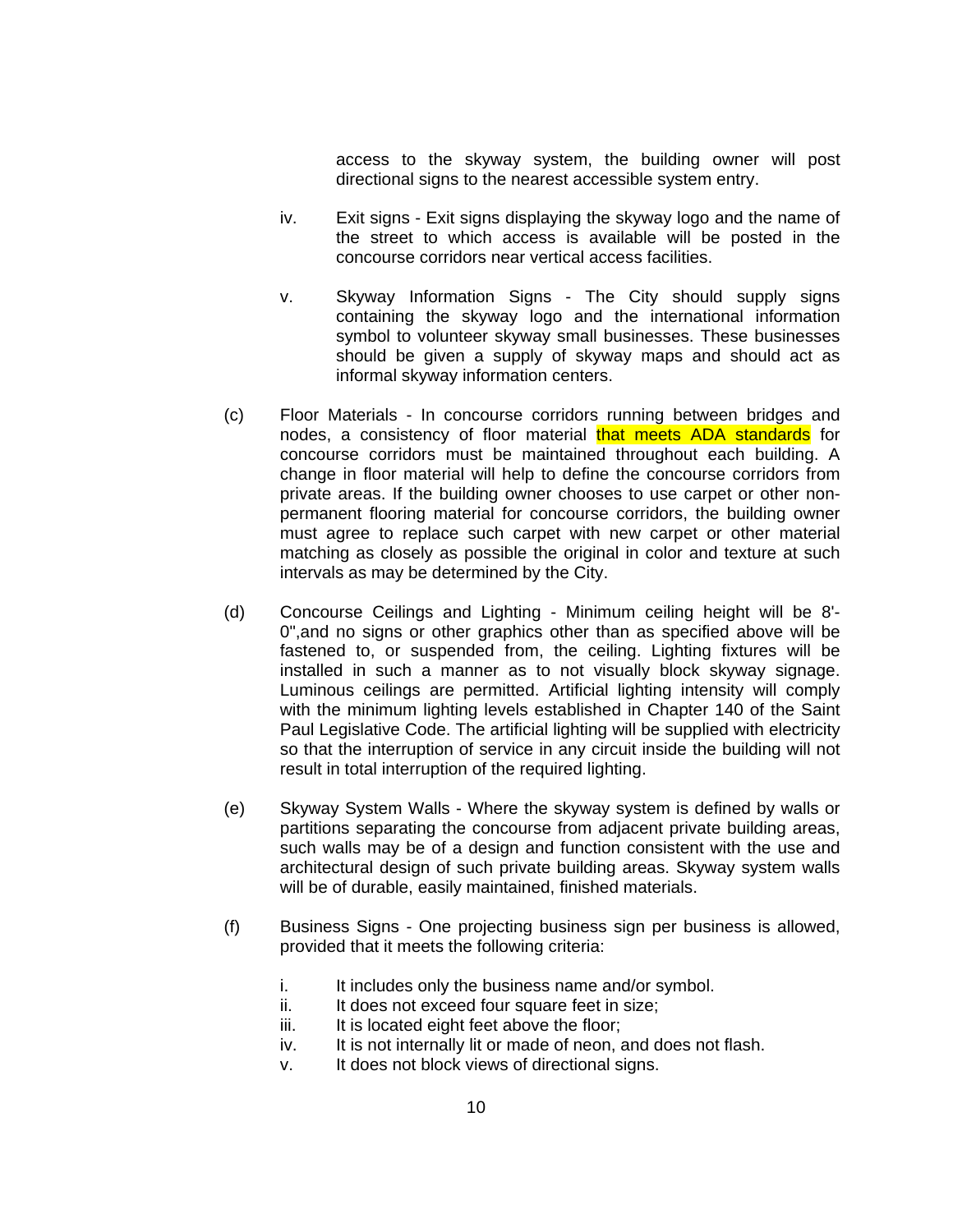access to the skyway system, the building owner will post directional signs to the nearest accessible system entry.

iv. Exit signs - Exit signs displaying the skyway logo and the name of the street to which access is available will be posted in the concourse corridors near vertical access facilities.

v. Skyway Information Signs - The City should supply signs containing the skyway logo and the international information symbol to volunteer skyway small businesses. These businesses should be given a supply of skyway maps and should act as informal skyway information centers.

(c) Floor Materials - In concourse corridors running between bridges and nodes, a consistency of floor material that meets ADA standards for concourse corridors must be maintained throughout each building. A change in floor material will help to define the concourse corridors from private areas. If the building owner chooses to use carpet or other non-permanent flooring material for concourse corridors, the building owner must agree to replace such carpet with new carpet or other material matching as closely as possible the original in color and texture at such intervals as may be determined by the City.

(d) Concourse Ceilings and Lighting - Minimum ceiling height will be 8'-0",and no signs or other graphics other than as specified above will be fastened to, or suspended from, the ceiling. Lighting fixtures will be installed in such a manner as to not visually block skyway signage. Luminous ceilings are permitted. Artificial lighting intensity will comply with the minimum lighting levels established in Chapter 140 of the Saint Paul Legislative Code. The artificial lighting will be supplied with electricity so that the interruption of service in any circuit inside the building will not result in total interruption of the required lighting.

(e) Skyway System Walls - Where the skyway system is defined by walls or partitions separating the concourse from adjacent private building areas, such walls may be of a design and function consistent with the use and architectural design of such private building areas. Skyway system walls will be of durable, easily maintained, finished materials.

(f) Business Signs - One projecting business sign per business is allowed, provided that it meets the following criteria:

i. It includes only the business name and/or symbol.
ii. It does not exceed four square feet in size;
iii. It is located eight feet above the floor;
iv. It is not internally lit or made of neon, and does not flash.
v. It does not block views of directional signs.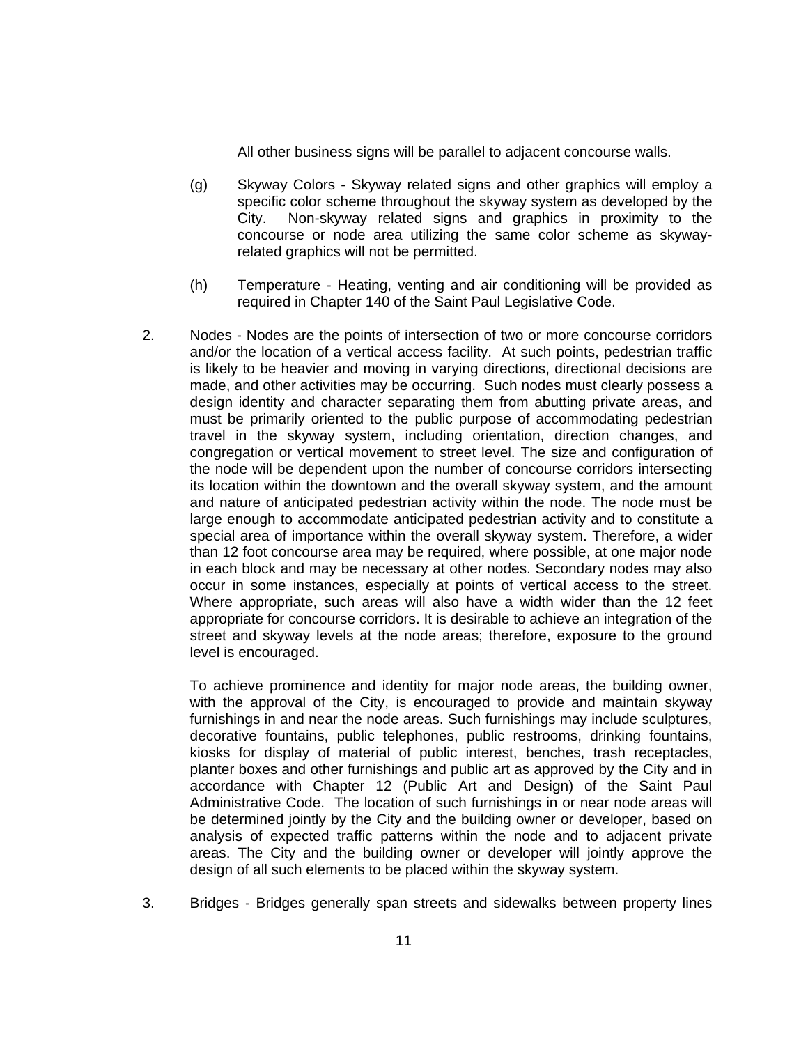All other business signs will be parallel to adjacent concourse walls.

(g) Skyway Colors - Skyway related signs and other graphics will employ a specific color scheme throughout the skyway system as developed by the City. Non-skyway related signs and graphics in proximity to the concourse or node area utilizing the same color scheme as skyway-related graphics will not be permitted.

(h) Temperature - Heating, venting and air conditioning will be provided as required in Chapter 140 of the Saint Paul Legislative Code.

2. Nodes - Nodes are the points of intersection of two or more concourse corridors and/or the location of a vertical access facility. At such points, pedestrian traffic is likely to be heavier and moving in varying directions, directional decisions are made, and other activities may be occurring. Such nodes must clearly possess a design identity and character separating them from abutting private areas, and must be primarily oriented to the public purpose of accommodating pedestrian travel in the skyway system, including orientation, direction changes, and congregation or vertical movement to street level. The size and configuration of the node will be dependent upon the number of concourse corridors intersecting its location within the downtown and the overall skyway system, and the amount and nature of anticipated pedestrian activity within the node. The node must be large enough to accommodate anticipated pedestrian activity and to constitute a special area of importance within the overall skyway system. Therefore, a wider than 12 foot concourse area may be required, where possible, at one major node in each block and may be necessary at other nodes. Secondary nodes may also occur in some instances, especially at points of vertical access to the street. Where appropriate, such areas will also have a width wider than the 12 feet appropriate for concourse corridors. It is desirable to achieve an integration of the street and skyway levels at the node areas; therefore, exposure to the ground level is encouraged.

   To achieve prominence and identity for major node areas, the building owner, with the approval of the City, is encouraged to provide and maintain skyway furnishings in and near the node areas. Such furnishings may include sculptures, decorative fountains, public telephones, public restrooms, drinking fountains, kiosks for display of material of public interest, benches, trash receptacles, planter boxes and other furnishings and public art as approved by the City and in accordance with Chapter 12 (Public Art and Design) of the Saint Paul Administrative Code. The location of such furnishings in or near node areas will be determined jointly by the City and the building owner or developer, based on analysis of expected traffic patterns within the node and to adjacent private areas. The City and the building owner or developer will jointly approve the design of all such elements to be placed within the skyway system.

3. Bridges - Bridges generally span streets and sidewalks between property lines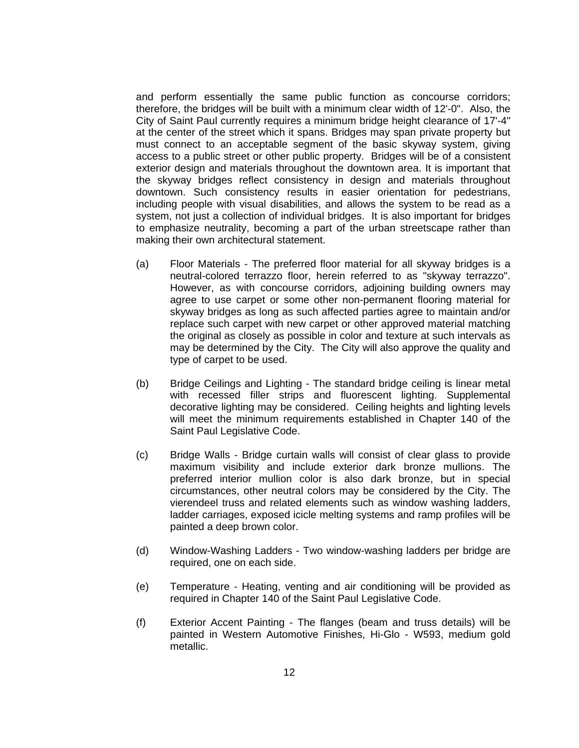and perform essentially the same public function as concourse corridors; therefore, the bridges will be built with a minimum clear width of 12'-0". Also, the City of Saint Paul currently requires a minimum bridge height clearance of 17'-4" at the center of the street which it spans. Bridges may span private property but must connect to an acceptable segment of the basic skyway system, giving access to a public street or other public property. Bridges will be of a consistent exterior design and materials throughout the downtown area. It is important that the skyway bridges reflect consistency in design and materials throughout downtown. Such consistency results in easier orientation for pedestrians, including people with visual disabilities, and allows the system to be read as a system, not just a collection of individual bridges. It is also important for bridges to emphasize neutrality, becoming a part of the urban streetscape rather than making their own architectural statement.

(a) Floor Materials - The preferred floor material for all skyway bridges is a neutral-colored terrazzo floor, herein referred to as "skyway terrazzo". However, as with concourse corridors, adjoining building owners may agree to use carpet or some other non-permanent flooring material for skyway bridges as long as such affected parties agree to maintain and/or replace such carpet with new carpet or other approved material matching the original as closely as possible in color and texture at such intervals as may be determined by the City. The City will also approve the quality and type of carpet to be used.

(b) Bridge Ceilings and Lighting - The standard bridge ceiling is linear metal with recessed filler strips and fluorescent lighting. Supplemental decorative lighting may be considered. Ceiling heights and lighting levels will meet the minimum requirements established in Chapter 140 of the Saint Paul Legislative Code.

(c) Bridge Walls - Bridge curtain walls will consist of clear glass to provide maximum visibility and include exterior dark bronze mullions. The preferred interior mullion color is also dark bronze, but in special circumstances, other neutral colors may be considered by the City. The vierendeel truss and related elements such as window washing ladders, ladder carriages, exposed icicle melting systems and ramp profiles will be painted a deep brown color.

(d) Window-Washing Ladders - Two window-washing ladders per bridge are required, one on each side.

(e) Temperature - Heating, venting and air conditioning will be provided as required in Chapter 140 of the Saint Paul Legislative Code.

(f) Exterior Accent Painting - The flanges (beam and truss details) will be painted in Western Automotive Finishes, Hi-Glo - W593, medium gold metallic.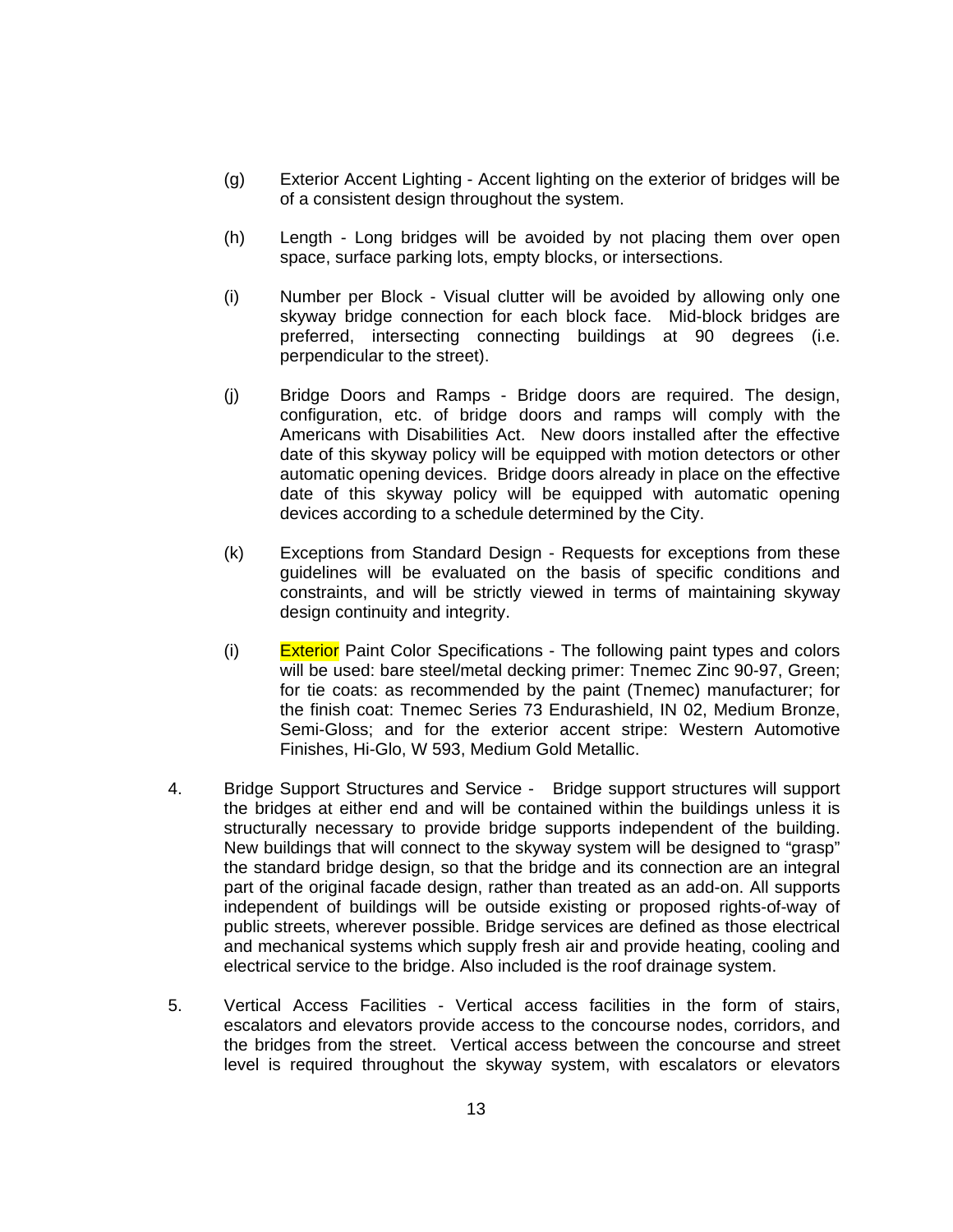(g) Exterior Accent Lighting - Accent lighting on the exterior of bridges will be of a consistent design throughout the system.

(h) Length - Long bridges will be avoided by not placing them over open space, surface parking lots, empty blocks, or intersections.

(i) Number per Block - Visual clutter will be avoided by allowing only one skyway bridge connection for each block face. Mid-block bridges are preferred, intersecting connecting buildings at 90 degrees (i.e. perpendicular to the street).

(j) Bridge Doors and Ramps - Bridge doors are required. The design, configuration, etc. of bridge doors and ramps will comply with the Americans with Disabilities Act. New doors installed after the effective date of this skyway policy will be equipped with motion detectors or other automatic opening devices. Bridge doors already in place on the effective date of this skyway policy will be equipped with automatic opening devices according to a schedule determined by the City.

(k) Exceptions from Standard Design - Requests for exceptions from these guidelines will be evaluated on the basis of specific conditions and constraints, and will be strictly viewed in terms of maintaining skyway design continuity and integrity.

(i) Exterior Paint Color Specifications - The following paint types and colors will be used: bare steel/metal decking primer: Tnemec Zinc 90-97, Green; for tie coats: as recommended by the paint (Tnemec) manufacturer; for the finish coat: Tnemec Series 73 Endurashield, IN 02, Medium Bronze, Semi-Gloss; and for the exterior accent stripe: Western Automotive Finishes, Hi-Glo, W 593, Medium Gold Metallic.

4. Bridge Support Structures and Service - Bridge support structures will support the bridges at either end and will be contained within the buildings unless it is structurally necessary to provide bridge supports independent of the building. New buildings that will connect to the skyway system will be designed to "grasp" the standard bridge design, so that the bridge and its connection are an integral part of the original facade design, rather than treated as an add-on. All supports independent of buildings will be outside existing or proposed rights-of-way of public streets, wherever possible. Bridge services are defined as those electrical and mechanical systems which supply fresh air and provide heating, cooling and electrical service to the bridge. Also included is the roof drainage system.

5. Vertical Access Facilities - Vertical access facilities in the form of stairs, escalators and elevators provide access to the concourse nodes, corridors, and the bridges from the street. Vertical access between the concourse and street level is required throughout the skyway system, with escalators or elevators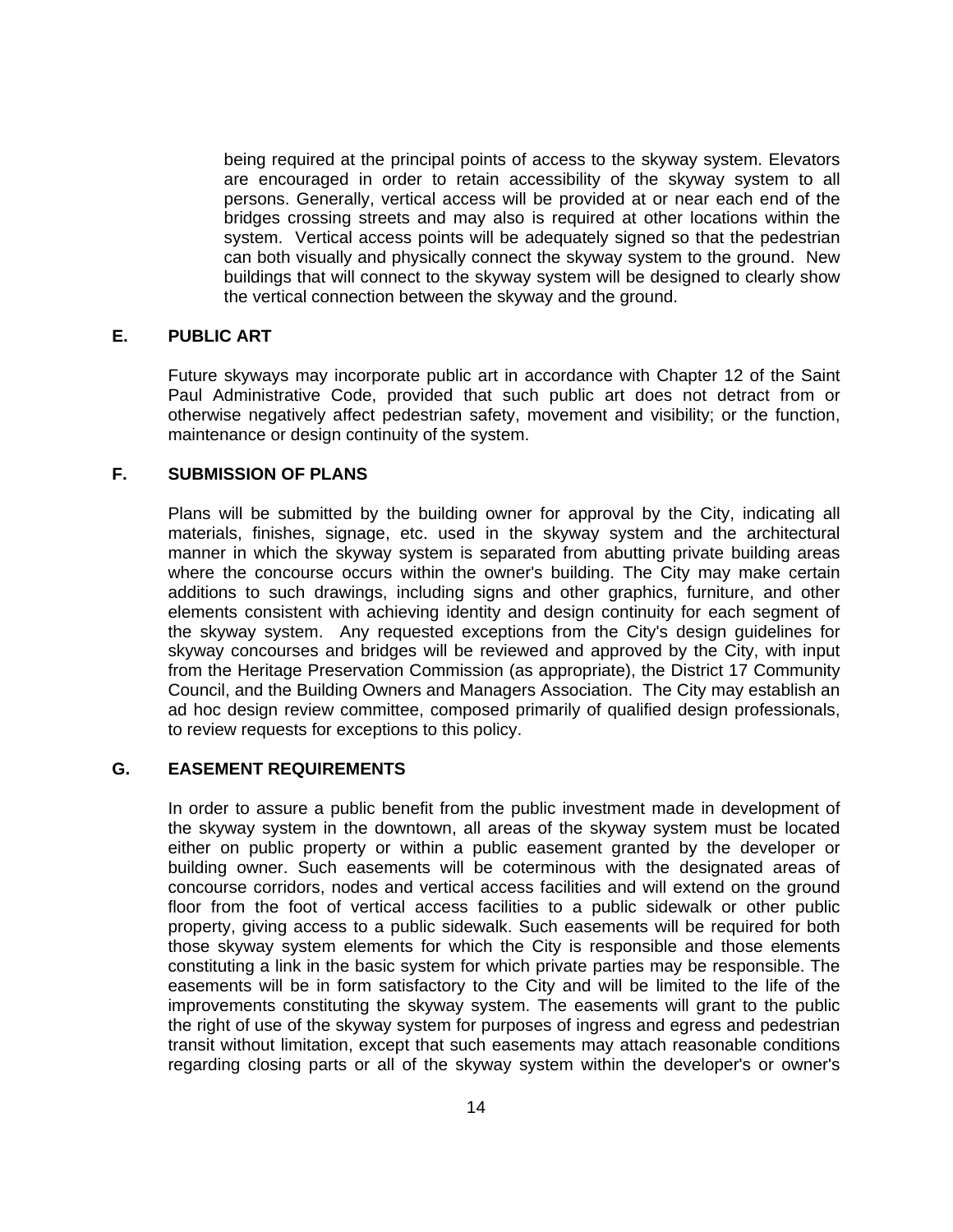being required at the principal points of access to the skyway system. Elevators are encouraged in order to retain accessibility of the skyway system to all persons. Generally, vertical access will be provided at or near each end of the bridges crossing streets and may also is required at other locations within the system. Vertical access points will be adequately signed so that the pedestrian can both visually and physically connect the skyway system to the ground. New buildings that will connect to the skyway system will be designed to clearly show the vertical connection between the skyway and the ground.

### E. PUBLIC ART

Future skyways may incorporate public art in accordance with Chapter 12 of the Saint Paul Administrative Code, provided that such public art does not detract from or otherwise negatively affect pedestrian safety, movement and visibility; or the function, maintenance or design continuity of the system.

### F. SUBMISSION OF PLANS

Plans will be submitted by the building owner for approval by the City, indicating all materials, finishes, signage, etc. used in the skyway system and the architectural manner in which the skyway system is separated from abutting private building areas where the concourse occurs within the owner's building. The City may make certain additions to such drawings, including signs and other graphics, furniture, and other elements consistent with achieving identity and design continuity for each segment of the skyway system. Any requested exceptions from the City's design guidelines for skyway concourses and bridges will be reviewed and approved by the City, with input from the Heritage Preservation Commission (as appropriate), the District 17 Community Council, and the Building Owners and Managers Association. The City may establish an ad hoc design review committee, composed primarily of qualified design professionals, to review requests for exceptions to this policy.

### G. EASEMENT REQUIREMENTS

In order to assure a public benefit from the public investment made in development of the skyway system in the downtown, all areas of the skyway system must be located either on public property or within a public easement granted by the developer or building owner. Such easements will be coterminous with the designated areas of concourse corridors, nodes and vertical access facilities and will extend on the ground floor from the foot of vertical access facilities to a public sidewalk or other public property, giving access to a public sidewalk. Such easements will be required for both those skyway system elements for which the City is responsible and those elements constituting a link in the basic system for which private parties may be responsible. The easements will be in form satisfactory to the City and will be limited to the life of the improvements constituting the skyway system. The easements will grant to the public the right of use of the skyway system for purposes of ingress and egress and pedestrian transit without limitation, except that such easements may attach reasonable conditions regarding closing parts or all of the skyway system within the developer's or owner's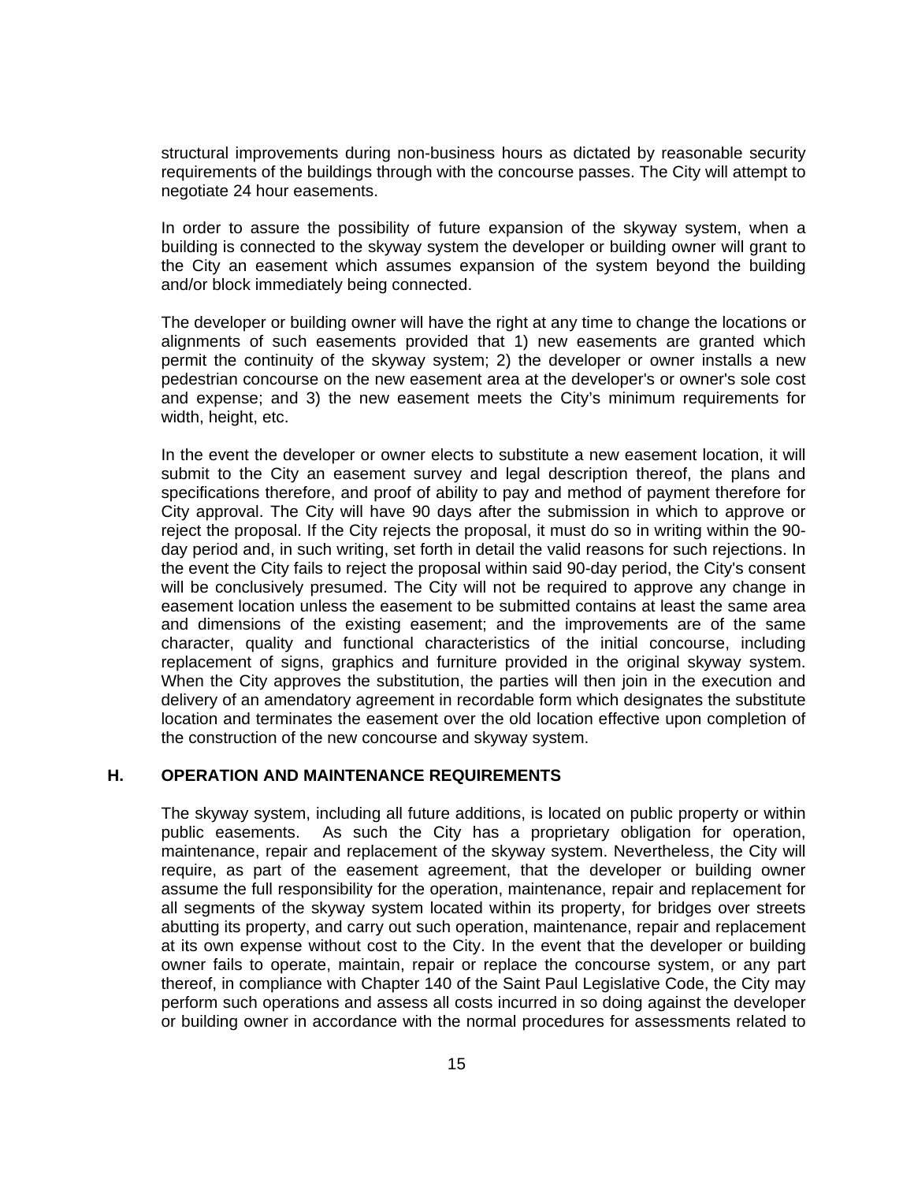structural improvements during non-business hours as dictated by reasonable security requirements of the buildings through with the concourse passes. The City will attempt to negotiate 24 hour easements.

In order to assure the possibility of future expansion of the skyway system, when a building is connected to the skyway system the developer or building owner will grant to the City an easement which assumes expansion of the system beyond the building and/or block immediately being connected.

The developer or building owner will have the right at any time to change the locations or alignments of such easements provided that 1) new easements are granted which permit the continuity of the skyway system; 2) the developer or owner installs a new pedestrian concourse on the new easement area at the developer's or owner's sole cost and expense; and 3) the new easement meets the City's minimum requirements for width, height, etc.

In the event the developer or owner elects to substitute a new easement location, it will submit to the City an easement survey and legal description thereof, the plans and specifications therefore, and proof of ability to pay and method of payment therefore for City approval. The City will have 90 days after the submission in which to approve or reject the proposal. If the City rejects the proposal, it must do so in writing within the 90-day period and, in such writing, set forth in detail the valid reasons for such rejections. In the event the City fails to reject the proposal within said 90-day period, the City's consent will be conclusively presumed. The City will not be required to approve any change in easement location unless the easement to be submitted contains at least the same area and dimensions of the existing easement; and the improvements are of the same character, quality and functional characteristics of the initial concourse, including replacement of signs, graphics and furniture provided in the original skyway system. When the City approves the substitution, the parties will then join in the execution and delivery of an amendatory agreement in recordable form which designates the substitute location and terminates the easement over the old location effective upon completion of the construction of the new concourse and skyway system.

## H. OPERATION AND MAINTENANCE REQUIREMENTS

The skyway system, including all future additions, is located on public property or within public easements. As such the City has a proprietary obligation for operation, maintenance, repair and replacement of the skyway system. Nevertheless, the City will require, as part of the easement agreement, that the developer or building owner assume the full responsibility for the operation, maintenance, repair and replacement for all segments of the skyway system located within its property, for bridges over streets abutting its property, and carry out such operation, maintenance, repair and replacement at its own expense without cost to the City. In the event that the developer or building owner fails to operate, maintain, repair or replace the concourse system, or any part thereof, in compliance with Chapter 140 of the Saint Paul Legislative Code, the City may perform such operations and assess all costs incurred in so doing against the developer or building owner in accordance with the normal procedures for assessments related to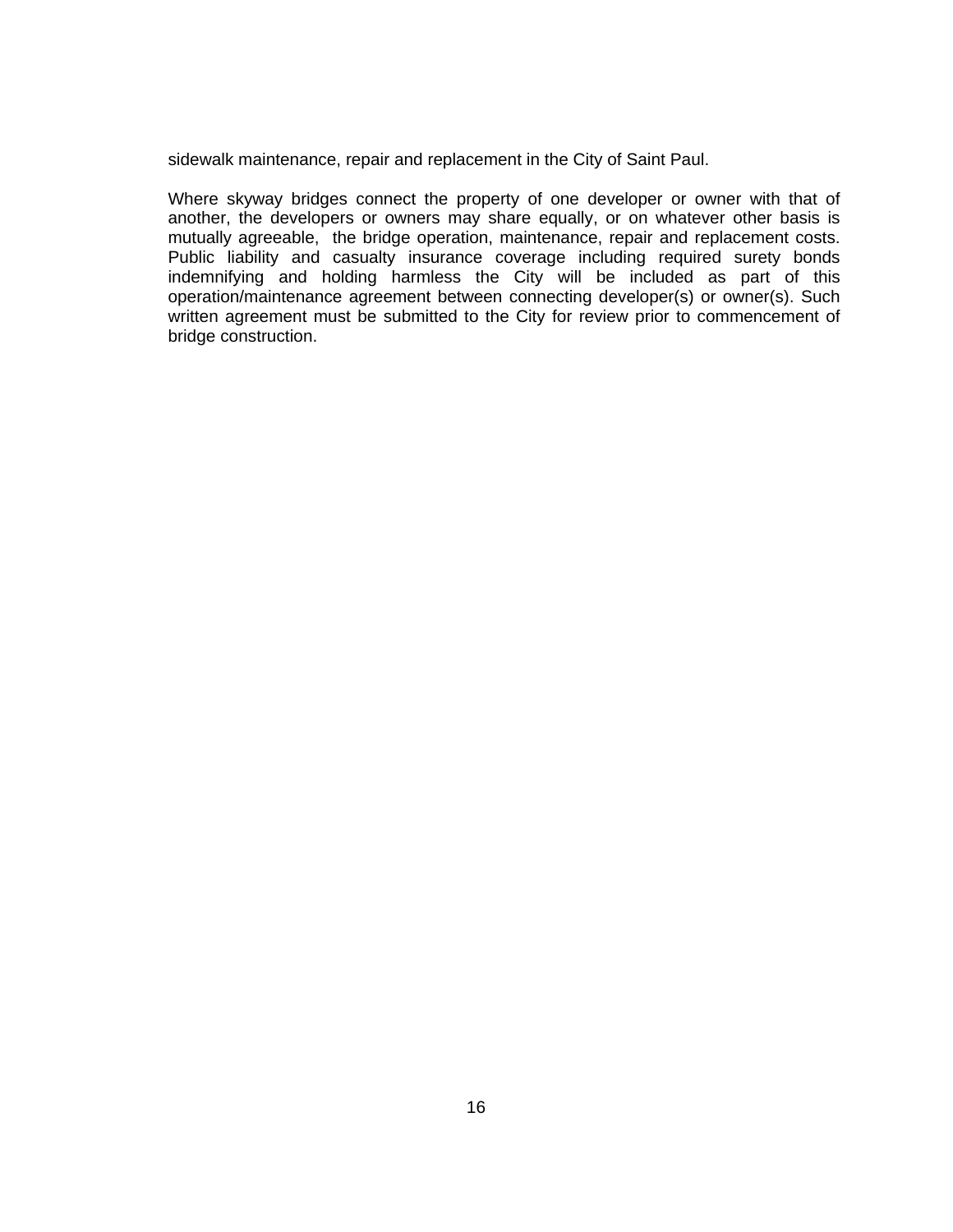sidewalk maintenance, repair and replacement in the City of Saint Paul.

Where skyway bridges connect the property of one developer or owner with that of another, the developers or owners may share equally, or on whatever other basis is mutually agreeable, the bridge operation, maintenance, repair and replacement costs. Public liability and casualty insurance coverage including required surety bonds indemnifying and holding harmless the City will be included as part of this operation/maintenance agreement between connecting developer(s) or owner(s). Such written agreement must be submitted to the City for review prior to commencement of bridge construction.